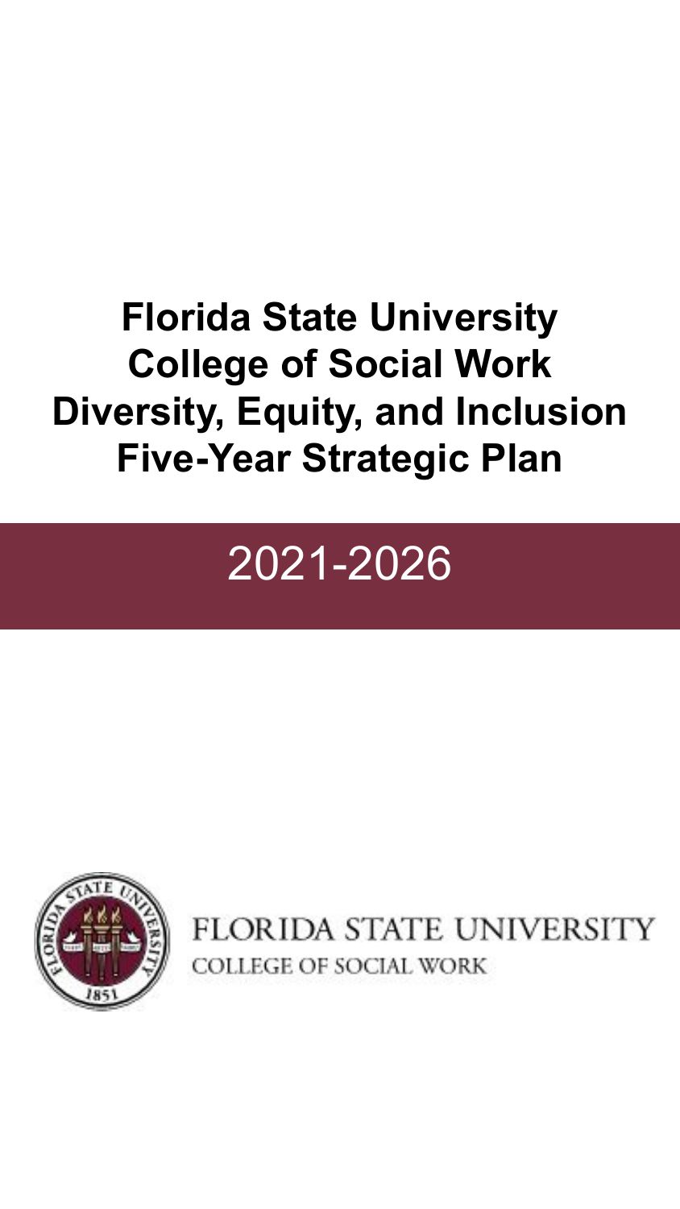# Florida State University
# College of Social Work
# Diversity, Equity, and Inclusion
# Five-Year Strategic Plan

## 2021-2026

FLORIDA STATE UNIVERSITY
COLLEGE OF SOCIAL WORK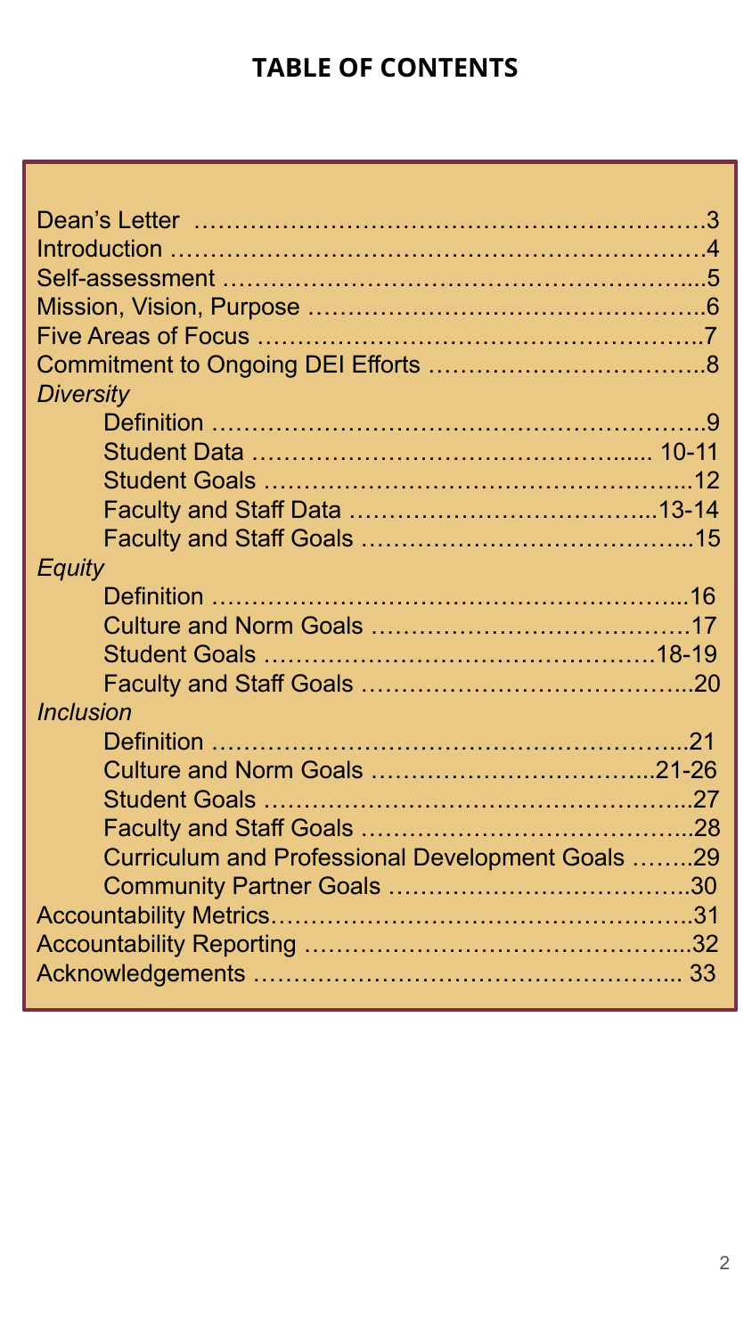# TABLE OF CONTENTS

- Dean's Letter ……………………………………………………3
- Introduction ……………………………………………………4
- Self-assessment ………………………………………………5
- Mission, Vision, Purpose ……………………………………6
- Five Areas of Focus …………………………………………7
- Commitment to Ongoing DEI Efforts ………………………8
- *Diversity*
  - Definition ……………………………………………………9
  - Student Data …………………………………………… 10-11
  - Student Goals ………………………………………………12
  - Faculty and Staff Data ……………………………………13-14
  - Faculty and Staff Goals …………………………………15
- *Equity*
  - Definition ……………………………………………………16
  - Culture and Norm Goals …………………………………17
  - Student Goals ……………………………………………18-19
  - Faculty and Staff Goals …………………………………20
- *Inclusion*
  - Definition ……………………………………………………21
  - Culture and Norm Goals ………………………………21-26
  - Student Goals ………………………………………………27
  - Faculty and Staff Goals …………………………………28
  - Curriculum and Professional Development Goals ……29
  - Community Partner Goals ………………………………30
- Accountability Metrics…………………………………………31
- Accountability Reporting ……………………………………32
- Acknowledgements ………………………………………… 33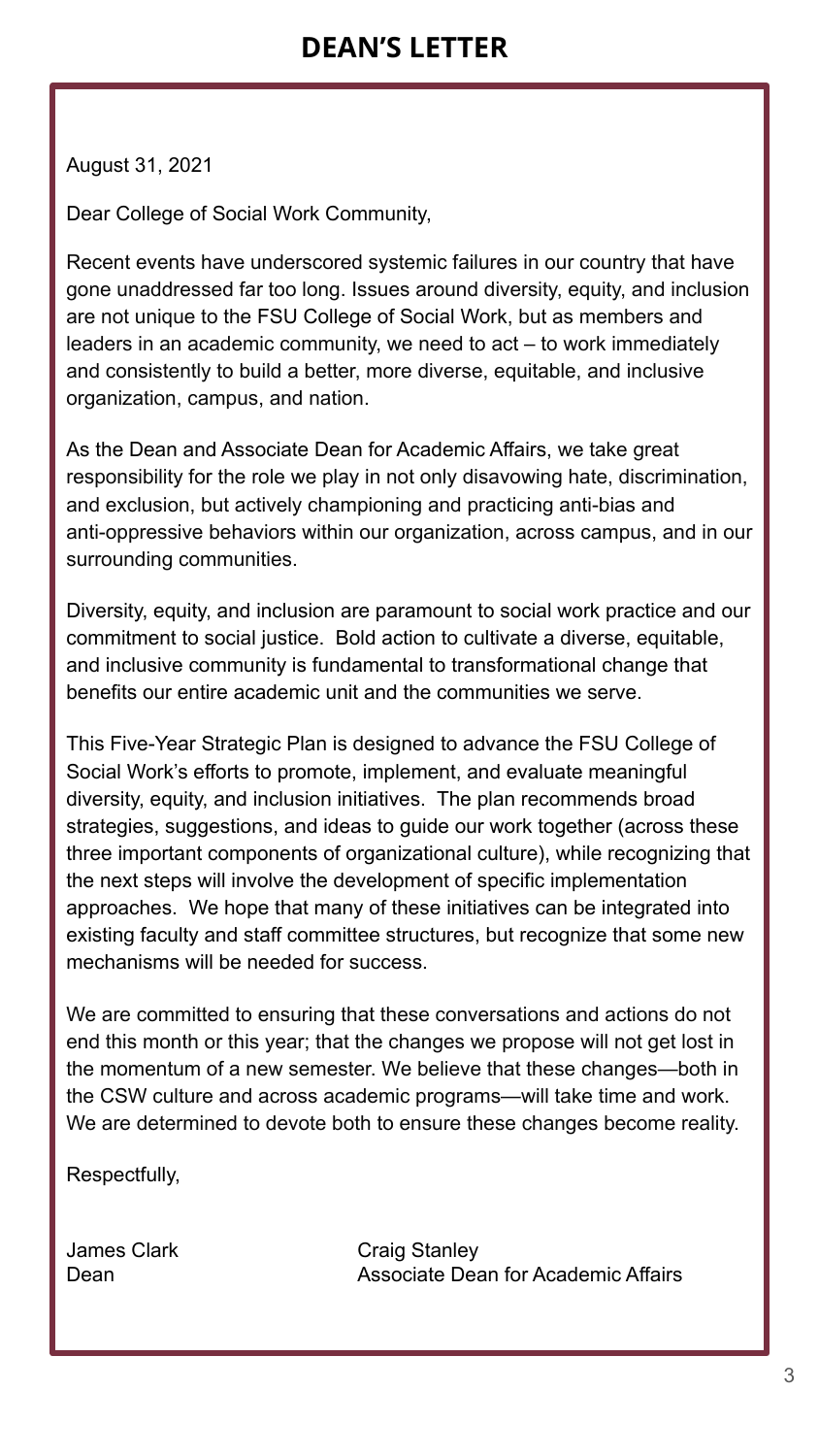# DEAN'S LETTER

August 31, 2021

Dear College of Social Work Community,

Recent events have underscored systemic failures in our country that have gone unaddressed far too long. Issues around diversity, equity, and inclusion are not unique to the FSU College of Social Work, but as members and leaders in an academic community, we need to act – to work immediately and consistently to build a better, more diverse, equitable, and inclusive organization, campus, and nation.

As the Dean and Associate Dean for Academic Affairs, we take great responsibility for the role we play in not only disavowing hate, discrimination, and exclusion, but actively championing and practicing anti-bias and anti-oppressive behaviors within our organization, across campus, and in our surrounding communities.

Diversity, equity, and inclusion are paramount to social work practice and our commitment to social justice. Bold action to cultivate a diverse, equitable, and inclusive community is fundamental to transformational change that benefits our entire academic unit and the communities we serve.

This Five-Year Strategic Plan is designed to advance the FSU College of Social Work's efforts to promote, implement, and evaluate meaningful diversity, equity, and inclusion initiatives. The plan recommends broad strategies, suggestions, and ideas to guide our work together (across these three important components of organizational culture), while recognizing that the next steps will involve the development of specific implementation approaches. We hope that many of these initiatives can be integrated into existing faculty and staff committee structures, but recognize that some new mechanisms will be needed for success.

We are committed to ensuring that these conversations and actions do not end this month or this year; that the changes we propose will not get lost in the momentum of a new semester. We believe that these changes—both in the CSW culture and across academic programs—will take time and work. We are determined to devote both to ensure these changes become reality.

Respectfully,

James Clark
Dean

Craig Stanley
Associate Dean for Academic Affairs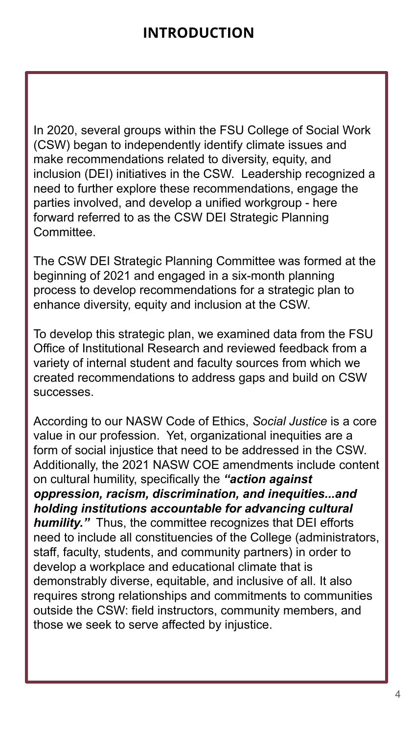# INTRODUCTION

In 2020, several groups within the FSU College of Social Work (CSW) began to independently identify climate issues and make recommendations related to diversity, equity, and inclusion (DEI) initiatives in the CSW. Leadership recognized a need to further explore these recommendations, engage the parties involved, and develop a unified workgroup - here forward referred to as the CSW DEI Strategic Planning Committee.

The CSW DEI Strategic Planning Committee was formed at the beginning of 2021 and engaged in a six-month planning process to develop recommendations for a strategic plan to enhance diversity, equity and inclusion at the CSW.

To develop this strategic plan, we examined data from the FSU Office of Institutional Research and reviewed feedback from a variety of internal student and faculty sources from which we created recommendations to address gaps and build on CSW successes.

According to our NASW Code of Ethics, *Social Justice* is a core value in our profession. Yet, organizational inequities are a form of social injustice that need to be addressed in the CSW. Additionally, the 2021 NASW COE amendments include content on cultural humility, specifically the ***"action against oppression, racism, discrimination, and inequities...and holding institutions accountable for advancing cultural humility."*** Thus, the committee recognizes that DEI efforts need to include all constituencies of the College (administrators, staff, faculty, students, and community partners) in order to develop a workplace and educational climate that is demonstrably diverse, equitable, and inclusive of all. It also requires strong relationships and commitments to communities outside the CSW: field instructors, community members, and those we seek to serve affected by injustice.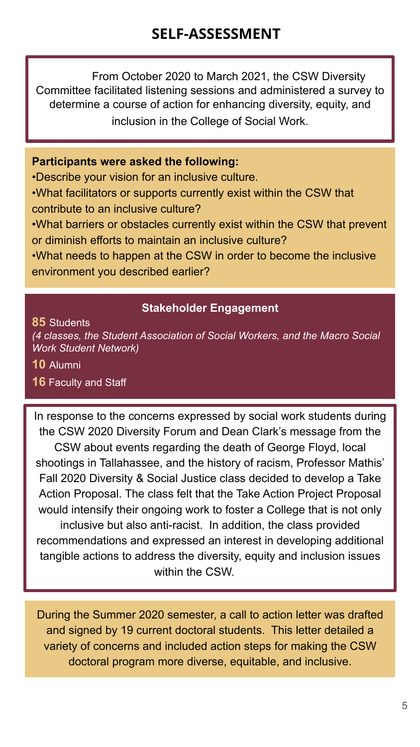# SELF-ASSESSMENT

From October 2020 to March 2021, the CSW Diversity Committee facilitated listening sessions and administered a survey to determine a course of action for enhancing diversity, equity, and inclusion in the College of Social Work.

**Participants were asked the following:**

- Describe your vision for an inclusive culture.
- What facilitators or supports currently exist within the CSW that contribute to an inclusive culture?
- What barriers or obstacles currently exist within the CSW that prevent or diminish efforts to maintain an inclusive culture?
- What needs to happen at the CSW in order to become the inclusive environment you described earlier?

**Stakeholder Engagement**

**85** Students
*(4 classes, the Student Association of Social Workers, and the Macro Social Work Student Network)*

**10** Alumni

**16** Faculty and Staff

In response to the concerns expressed by social work students during the CSW 2020 Diversity Forum and Dean Clark's message from the CSW about events regarding the death of George Floyd, local shootings in Tallahassee, and the history of racism, Professor Mathis' Fall 2020 Diversity & Social Justice class decided to develop a Take Action Proposal. The class felt that the Take Action Project Proposal would intensify their ongoing work to foster a College that is not only inclusive but also anti-racist. In addition, the class provided recommendations and expressed an interest in developing additional tangible actions to address the diversity, equity and inclusion issues within the CSW.

During the Summer 2020 semester, a call to action letter was drafted and signed by 19 current doctoral students. This letter detailed a variety of concerns and included action steps for making the CSW doctoral program more diverse, equitable, and inclusive.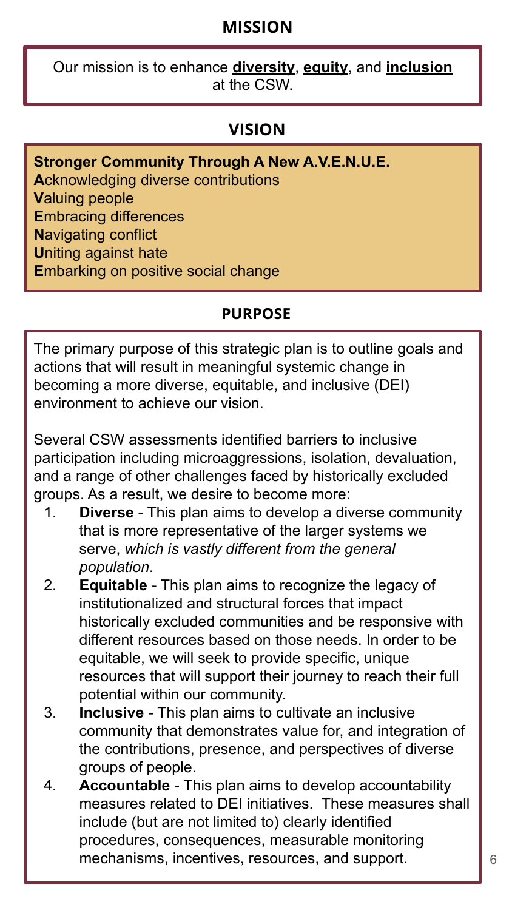## MISSION

Our mission is to enhance **diversity**, **equity**, and **inclusion** at the CSW.

## VISION

**Stronger Community Through A New A.V.E.N.U.E.**
**A**cknowledging diverse contributions
**V**aluing people
**E**mbracing differences
**N**avigating conflict
**U**niting against hate
**E**mbarking on positive social change

## PURPOSE

The primary purpose of this strategic plan is to outline goals and actions that will result in meaningful systemic change in becoming a more diverse, equitable, and inclusive (DEI) environment to achieve our vision.

Several CSW assessments identified barriers to inclusive participation including microaggressions, isolation, devaluation, and a range of other challenges faced by historically excluded groups. As a result, we desire to become more:

1. **Diverse** - This plan aims to develop a diverse community that is more representative of the larger systems we serve, *which is vastly different from the general population*.
2. **Equitable** - This plan aims to recognize the legacy of institutionalized and structural forces that impact historically excluded communities and be responsive with different resources based on those needs. In order to be equitable, we will seek to provide specific, unique resources that will support their journey to reach their full potential within our community.
3. **Inclusive** - This plan aims to cultivate an inclusive community that demonstrates value for, and integration of the contributions, presence, and perspectives of diverse groups of people.
4. **Accountable** - This plan aims to develop accountability measures related to DEI initiatives. These measures shall include (but are not limited to) clearly identified procedures, consequences, measurable monitoring mechanisms, incentives, resources, and support.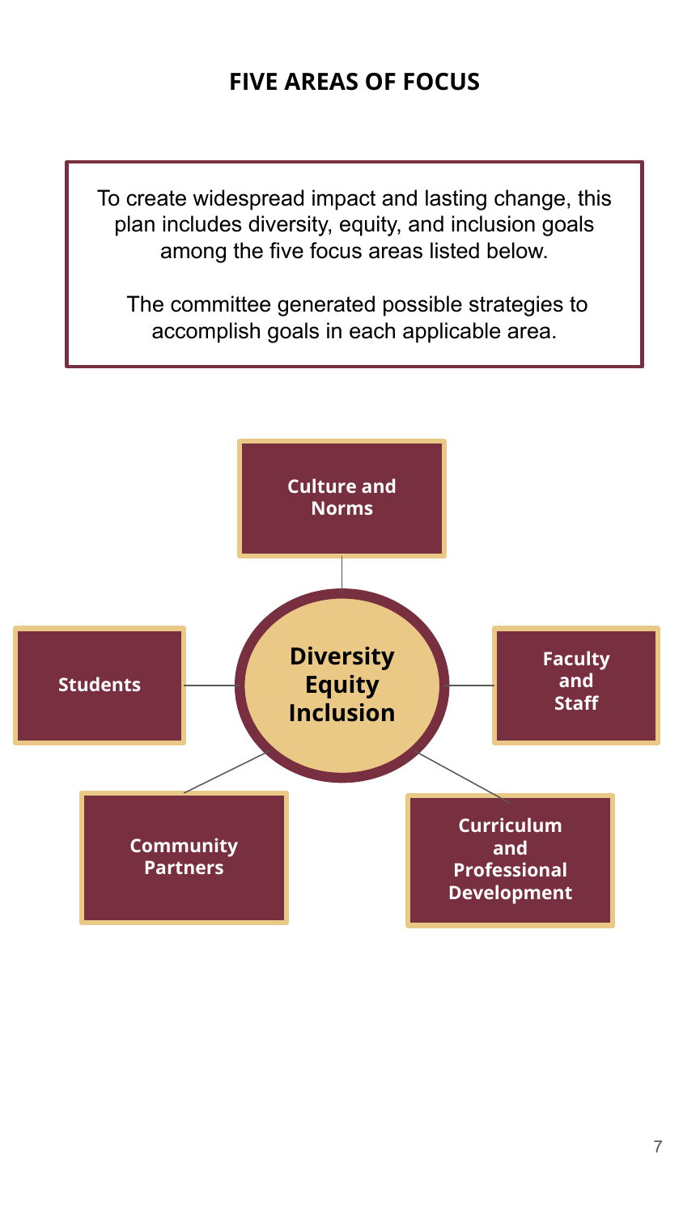# FIVE AREAS OF FOCUS

To create widespread impact and lasting change, this plan includes diversity, equity, and inclusion goals among the five focus areas listed below.

The committee generated possible strategies to accomplish goals in each applicable area.

**Diversity Equity Inclusion**

- **Culture and Norms**
- **Faculty and Staff**
- **Curriculum and Professional Development**
- **Community Partners**
- **Students**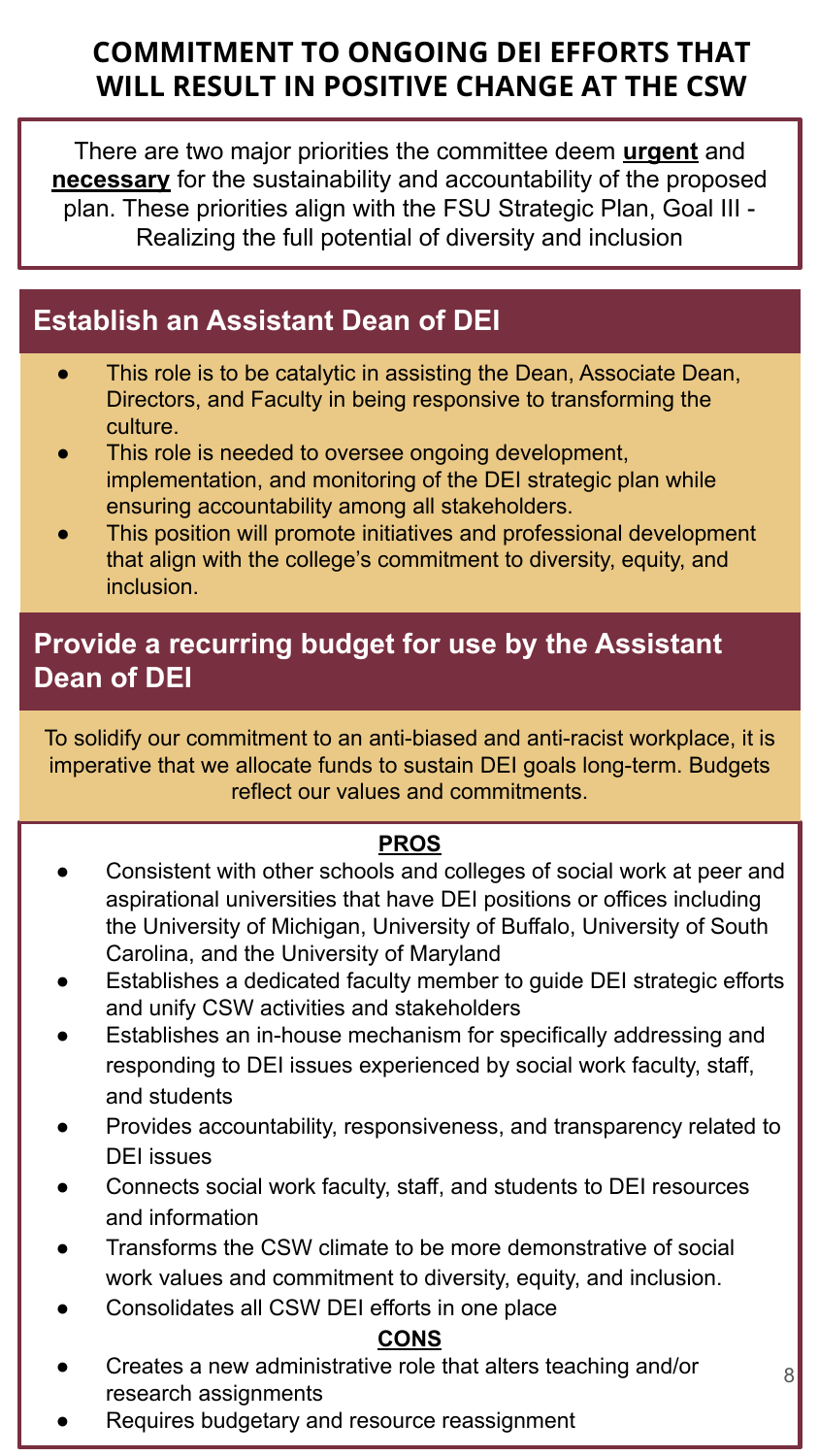# COMMITMENT TO ONGOING DEI EFFORTS THAT WILL RESULT IN POSITIVE CHANGE AT THE CSW

There are two major priorities the committee deem **urgent** and **necessary** for the sustainability and accountability of the proposed plan. These priorities align with the FSU Strategic Plan, Goal III - Realizing the full potential of diversity and inclusion

## Establish an Assistant Dean of DEI

- This role is to be catalytic in assisting the Dean, Associate Dean, Directors, and Faculty in being responsive to transforming the culture.
- This role is needed to oversee ongoing development, implementation, and monitoring of the DEI strategic plan while ensuring accountability among all stakeholders.
- This position will promote initiatives and professional development that align with the college's commitment to diversity, equity, and inclusion.

## Provide a recurring budget for use by the Assistant Dean of DEI

To solidify our commitment to an anti-biased and anti-racist workplace, it is imperative that we allocate funds to sustain DEI goals long-term. Budgets reflect our values and commitments.

**PROS**

- Consistent with other schools and colleges of social work at peer and aspirational universities that have DEI positions or offices including the University of Michigan, University of Buffalo, University of South Carolina, and the University of Maryland
- Establishes a dedicated faculty member to guide DEI strategic efforts and unify CSW activities and stakeholders
- Establishes an in-house mechanism for specifically addressing and responding to DEI issues experienced by social work faculty, staff, and students
- Provides accountability, responsiveness, and transparency related to DEI issues
- Connects social work faculty, staff, and students to DEI resources and information
- Transforms the CSW climate to be more demonstrative of social work values and commitment to diversity, equity, and inclusion.
- Consolidates all CSW DEI efforts in one place

**CONS**

- Creates a new administrative role that alters teaching and/or research assignments
- Requires budgetary and resource reassignment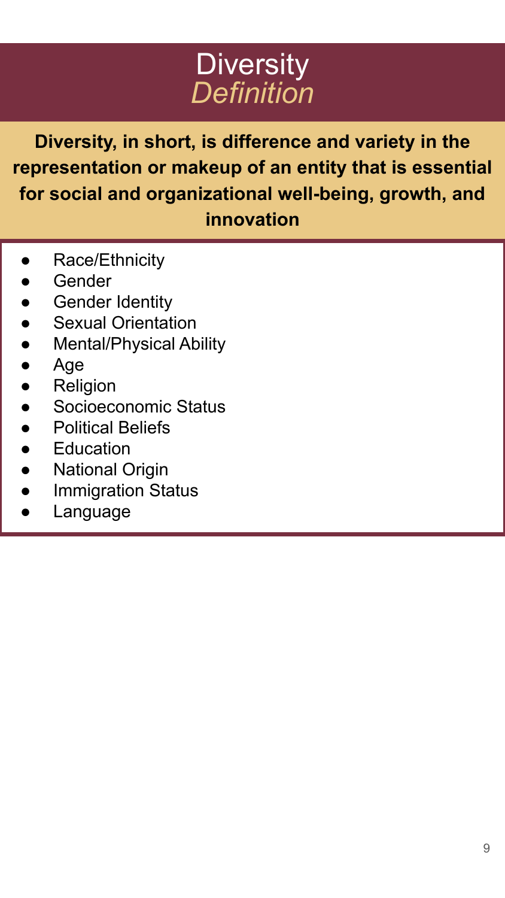# Diversity
## *Definition*

**Diversity, in short, is difference and variety in the representation or makeup of an entity that is essential for social and organizational well-being, growth, and innovation**

- Race/Ethnicity
- Gender
- Gender Identity
- Sexual Orientation
- Mental/Physical Ability
- Age
- Religion
- Socioeconomic Status
- Political Beliefs
- Education
- National Origin
- Immigration Status
- Language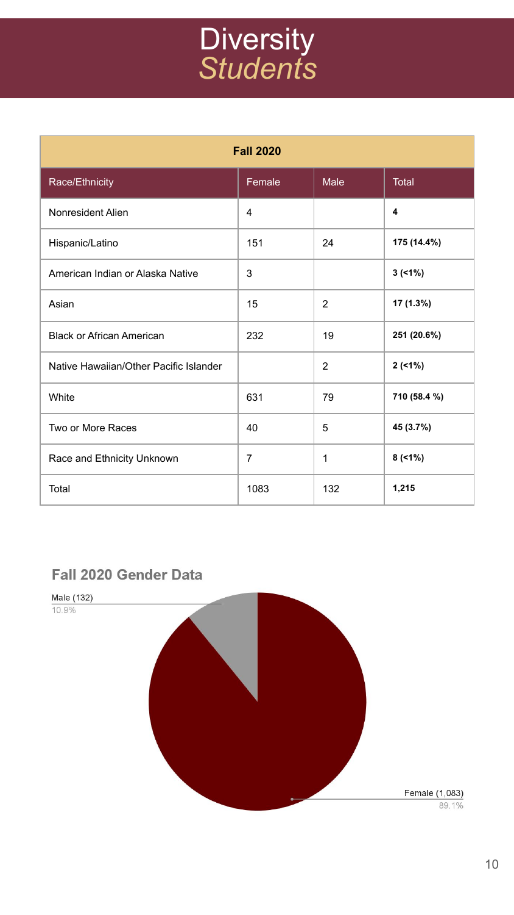# Diversity
## *Students*

| Fall 2020 | | | |
|---|---|---|---|
| Race/Ethnicity | Female | Male | Total |
| Nonresident Alien | 4 | | **4** |
| Hispanic/Latino | 151 | 24 | **175 (14.4%)** |
| American Indian or Alaska Native | 3 | | **3 (<1%)** |
| Asian | 15 | 2 | **17 (1.3%)** |
| Black or African American | 232 | 19 | **251 (20.6%)** |
| Native Hawaiian/Other Pacific Islander | | 2 | **2 (<1%)** |
| White | 631 | 79 | **710 (58.4 %)** |
| Two or More Races | 40 | 5 | **45 (3.7%)** |
| Race and Ethnicity Unknown | 7 | 1 | **8 (<1%)** |
| Total | 1083 | 132 | **1,215** |

### Fall 2020 Gender Data

Male (132)
10.9%

Female (1,083)
89.1%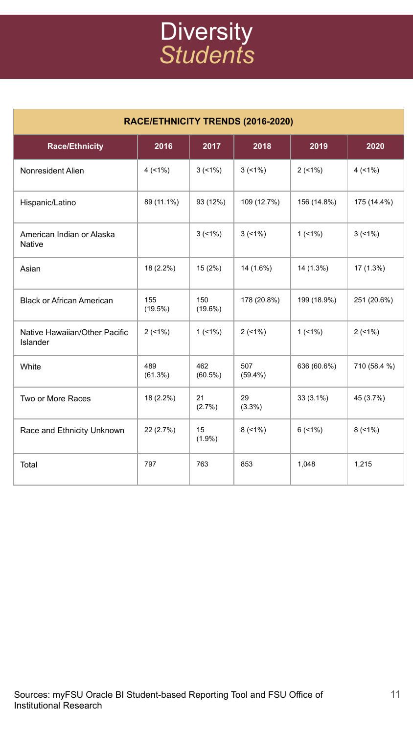# Diversity *Students*

| RACE/ETHNICITY TRENDS (2016-2020) | | | | | |
|---|---|---|---|---|---|
| **Race/Ethnicity** | **2016** | **2017** | **2018** | **2019** | **2020** |
| Nonresident Alien | 4 (<1%) | 3 (<1%) | 3 (<1%) | 2 (<1%) | 4 (<1%) |
| Hispanic/Latino | 89 (11.1%) | 93 (12%) | 109 (12.7%) | 156 (14.8%) | 175 (14.4%) |
| American Indian or Alaska Native | | 3 (<1%) | 3 (<1%) | 1 (<1%) | 3 (<1%) |
| Asian | 18 (2.2%) | 15 (2%) | 14 (1.6%) | 14 (1.3%) | 17 (1.3%) |
| Black or African American | 155 (19.5%) | 150 (19.6%) | 178 (20.8%) | 199 (18.9%) | 251 (20.6%) |
| Native Hawaiian/Other Pacific Islander | 2 (<1%) | 1 (<1%) | 2 (<1%) | 1 (<1%) | 2 (<1%) |
| White | 489 (61.3%) | 462 (60.5%) | 507 (59.4%) | 636 (60.6%) | 710 (58.4 %) |
| Two or More Races | 18 (2.2%) | 21 (2.7%) | 29 (3.3%) | 33 (3.1%) | 45 (3.7%) |
| Race and Ethnicity Unknown | 22 (2.7%) | 15 (1.9%) | 8 (<1%) | 6 (<1%) | 8 (<1%) |
| Total | 797 | 763 | 853 | 1,048 | 1,215 |

Sources: myFSU Oracle BI Student-based Reporting Tool and FSU Office of Institutional Research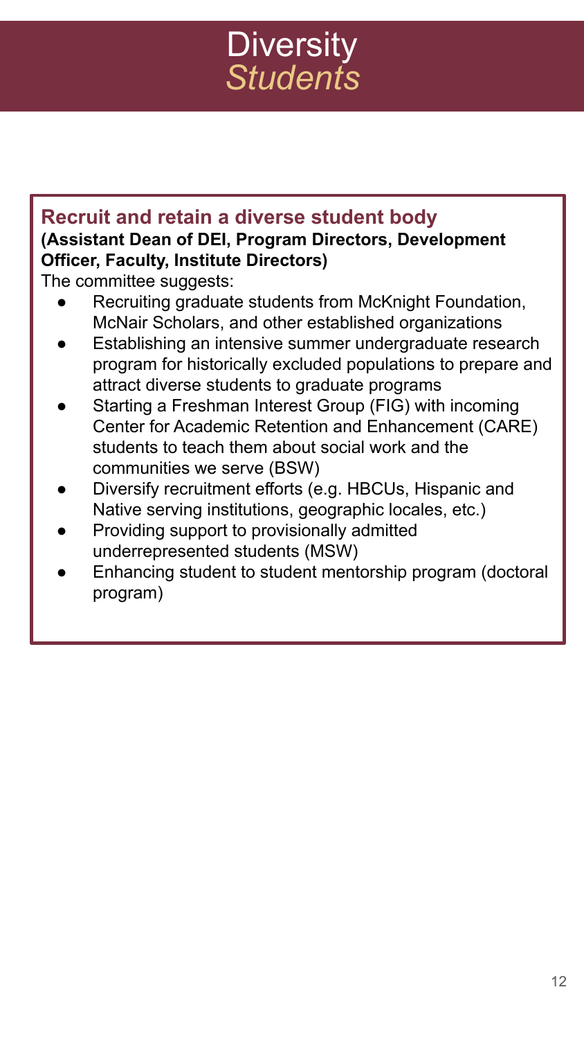# Diversity
*Students*

## Recruit and retain a diverse student body

**(Assistant Dean of DEI, Program Directors, Development Officer, Faculty, Institute Directors)**

The committee suggests:

- Recruiting graduate students from McKnight Foundation, McNair Scholars, and other established organizations
- Establishing an intensive summer undergraduate research program for historically excluded populations to prepare and attract diverse students to graduate programs
- Starting a Freshman Interest Group (FIG) with incoming Center for Academic Retention and Enhancement (CARE) students to teach them about social work and the communities we serve (BSW)
- Diversify recruitment efforts (e.g. HBCUs, Hispanic and Native serving institutions, geographic locales, etc.)
- Providing support to provisionally admitted underrepresented students (MSW)
- Enhancing student to student mentorship program (doctoral program)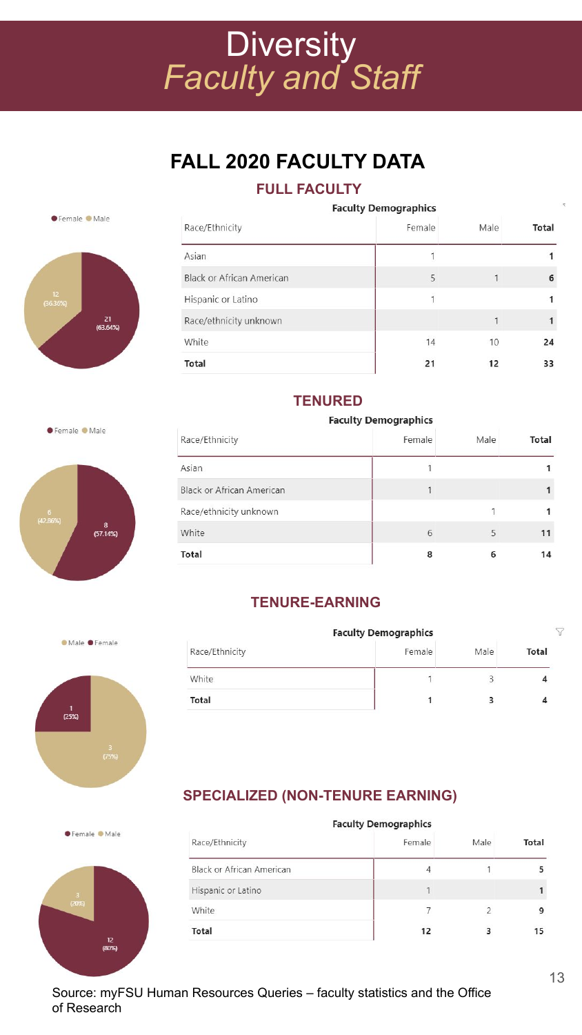# Diversity
## *Faculty and Staff*

## FALL 2020 FACULTY DATA

### FULL FACULTY

Female: 21 (63.64%); Male: 12 (36.36%)

**Faculty Demographics**

| Race/Ethnicity | Female | Male | Total |
|---|---|---|---|
| Asian | 1 | | **1** |
| Black or African American | 5 | 1 | **6** |
| Hispanic or Latino | 1 | | **1** |
| Race/ethnicity unknown | | 1 | **1** |
| White | 14 | 10 | **24** |
| **Total** | **21** | **12** | **33** |

### TENURED

Female: 8 (57.14%); Male: 6 (42.86%)

**Faculty Demographics**

| Race/Ethnicity | Female | Male | Total |
|---|---|---|---|
| Asian | 1 | | **1** |
| Black or African American | 1 | | **1** |
| Race/ethnicity unknown | | 1 | **1** |
| White | 6 | 5 | **11** |
| **Total** | **8** | **6** | **14** |

### TENURE-EARNING

Male: 3 (75%); Female: 1 (25%)

**Faculty Demographics**

| Race/Ethnicity | Female | Male | Total |
|---|---|---|---|
| White | 1 | 3 | **4** |
| **Total** | **1** | **3** | **4** |

### SPECIALIZED (NON-TENURE EARNING)

Female: 12 (80%); Male: 3 (20%)

**Faculty Demographics**

| Race/Ethnicity | Female | Male | Total |
|---|---|---|---|
| Black or African American | 4 | 1 | **5** |
| Hispanic or Latino | 1 | | **1** |
| White | 7 | 2 | **9** |
| **Total** | **12** | **3** | **15** |

Source: myFSU Human Resources Queries – faculty statistics and the Office of Research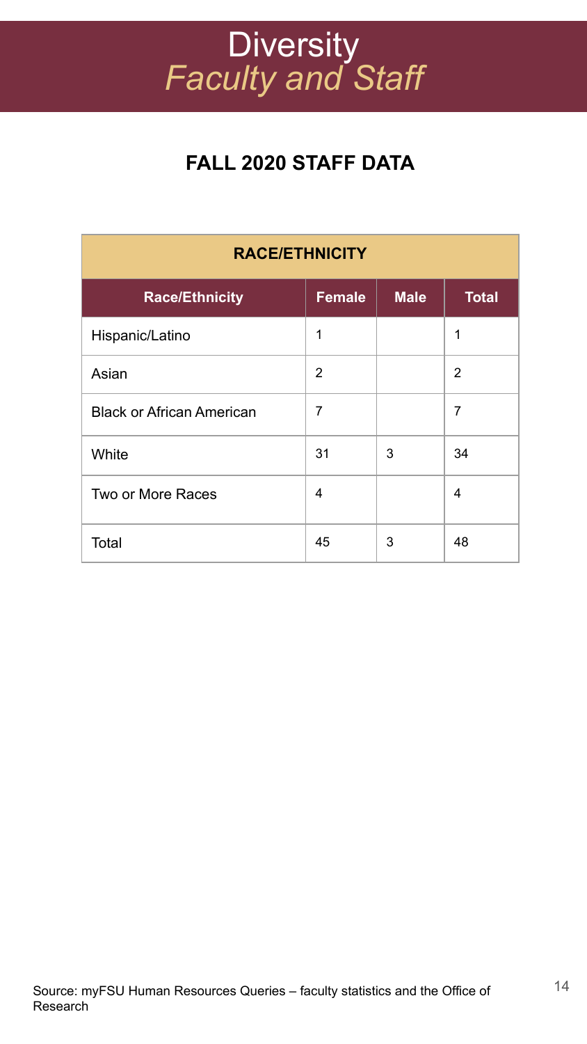# Diversity

## *Faculty and Staff*

### FALL 2020 STAFF DATA

| RACE/ETHNICITY | | | |
|---|---|---|---|
| **Race/Ethnicity** | **Female** | **Male** | **Total** |
| Hispanic/Latino | 1 | | 1 |
| Asian | 2 | | 2 |
| Black or African American | 7 | | 7 |
| White | 31 | 3 | 34 |
| Two or More Races | 4 | | 4 |
| Total | 45 | 3 | 48 |

Source: myFSU Human Resources Queries – faculty statistics and the Office of Research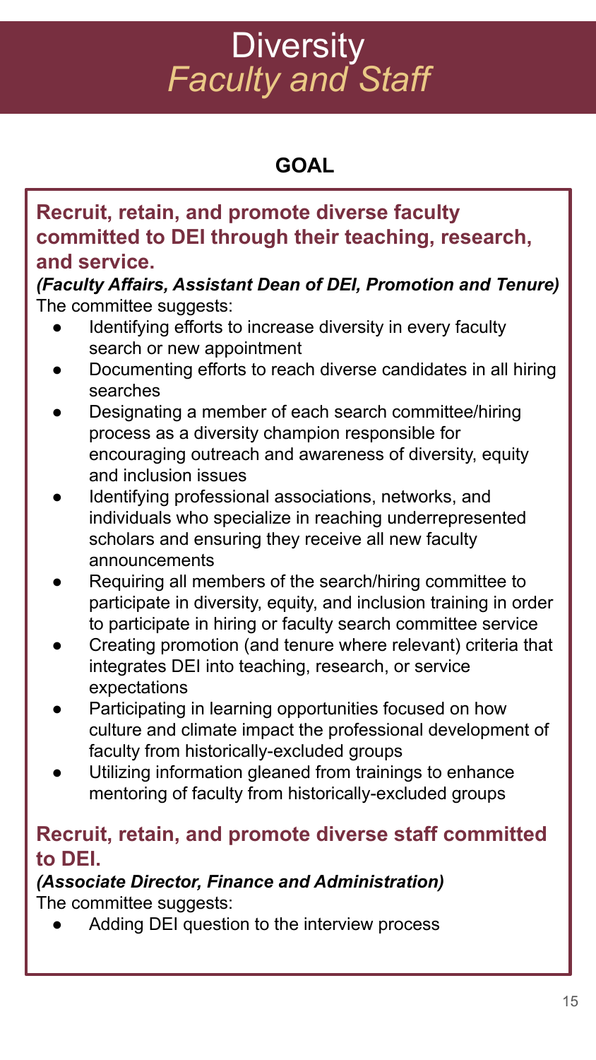# Diversity

## *Faculty and Staff*

### GOAL

### Recruit, retain, and promote diverse faculty committed to DEI through their teaching, research, and service.

***(Faculty Affairs, Assistant Dean of DEI, Promotion and Tenure)***

The committee suggests:

- Identifying efforts to increase diversity in every faculty search or new appointment
- Documenting efforts to reach diverse candidates in all hiring searches
- Designating a member of each search committee/hiring process as a diversity champion responsible for encouraging outreach and awareness of diversity, equity and inclusion issues
- Identifying professional associations, networks, and individuals who specialize in reaching underrepresented scholars and ensuring they receive all new faculty announcements
- Requiring all members of the search/hiring committee to participate in diversity, equity, and inclusion training in order to participate in hiring or faculty search committee service
- Creating promotion (and tenure where relevant) criteria that integrates DEI into teaching, research, or service expectations
- Participating in learning opportunities focused on how culture and climate impact the professional development of faculty from historically-excluded groups
- Utilizing information gleaned from trainings to enhance mentoring of faculty from historically-excluded groups

### Recruit, retain, and promote diverse staff committed to DEI.

***(Associate Director, Finance and Administration)***

The committee suggests:

- Adding DEI question to the interview process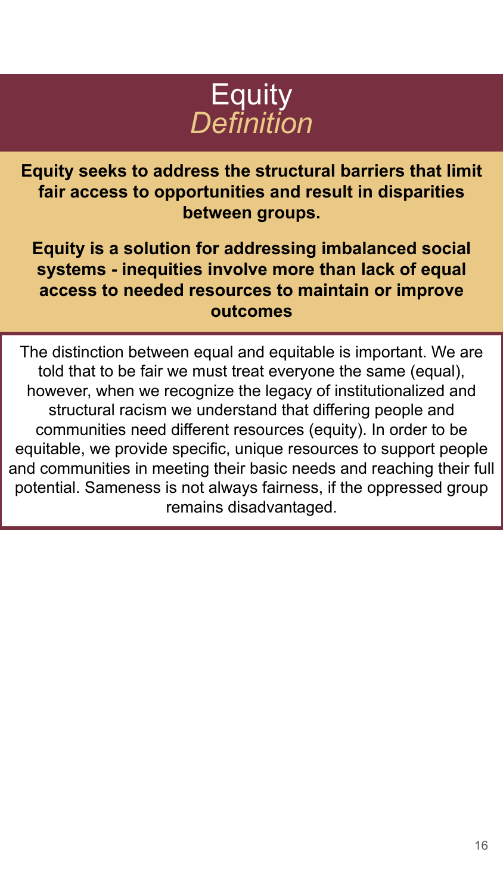# Equity
## *Definition*

**Equity seeks to address the structural barriers that limit fair access to opportunities and result in disparities between groups.**

**Equity is a solution for addressing imbalanced social systems - inequities involve more than lack of equal access to needed resources to maintain or improve outcomes**

The distinction between equal and equitable is important. We are told that to be fair we must treat everyone the same (equal), however, when we recognize the legacy of institutionalized and structural racism we understand that differing people and communities need different resources (equity). In order to be equitable, we provide specific, unique resources to support people and communities in meeting their basic needs and reaching their full potential. Sameness is not always fairness, if the oppressed group remains disadvantaged.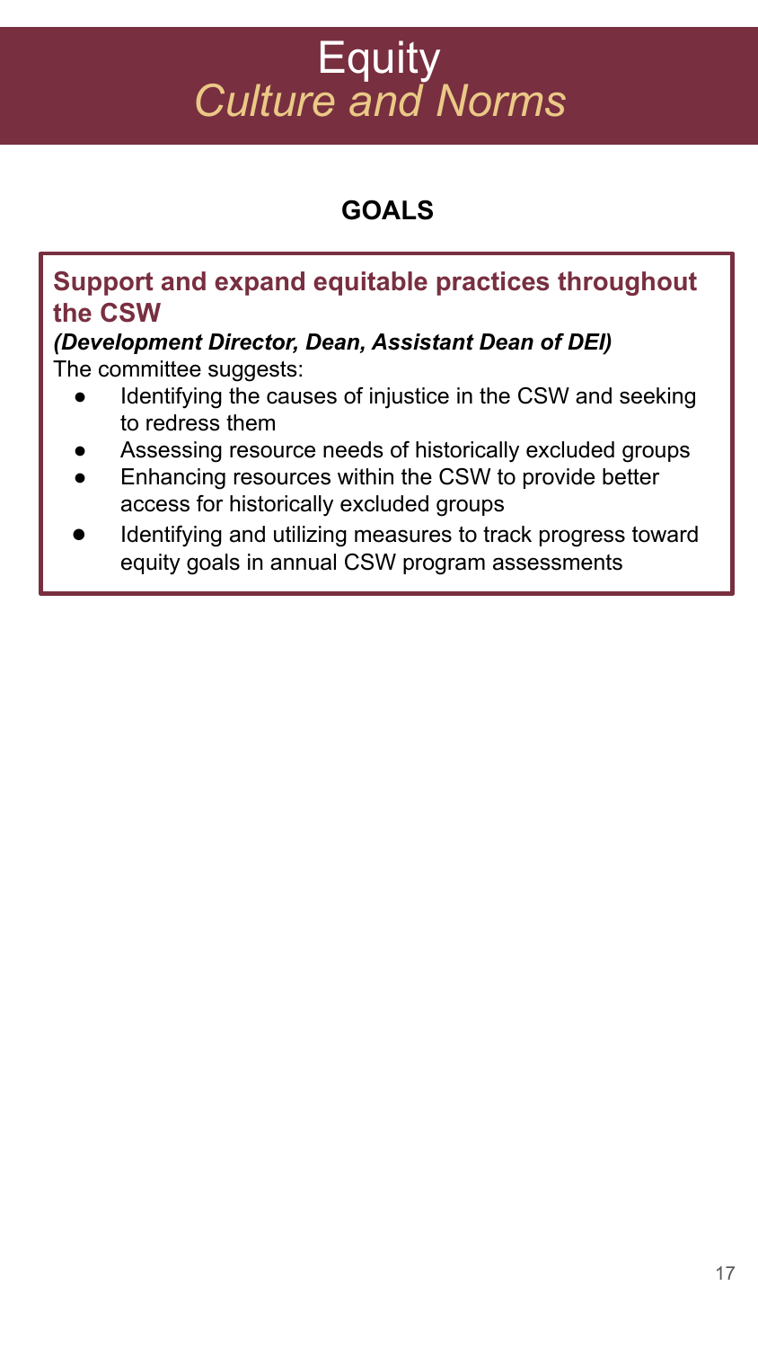# Equity
## *Culture and Norms*

### GOALS

**Support and expand equitable practices throughout the CSW**

***(Development Director, Dean, Assistant Dean of DEI)***

The committee suggests:

- Identifying the causes of injustice in the CSW and seeking to redress them
- Assessing resource needs of historically excluded groups
- Enhancing resources within the CSW to provide better access for historically excluded groups
- Identifying and utilizing measures to track progress toward equity goals in annual CSW program assessments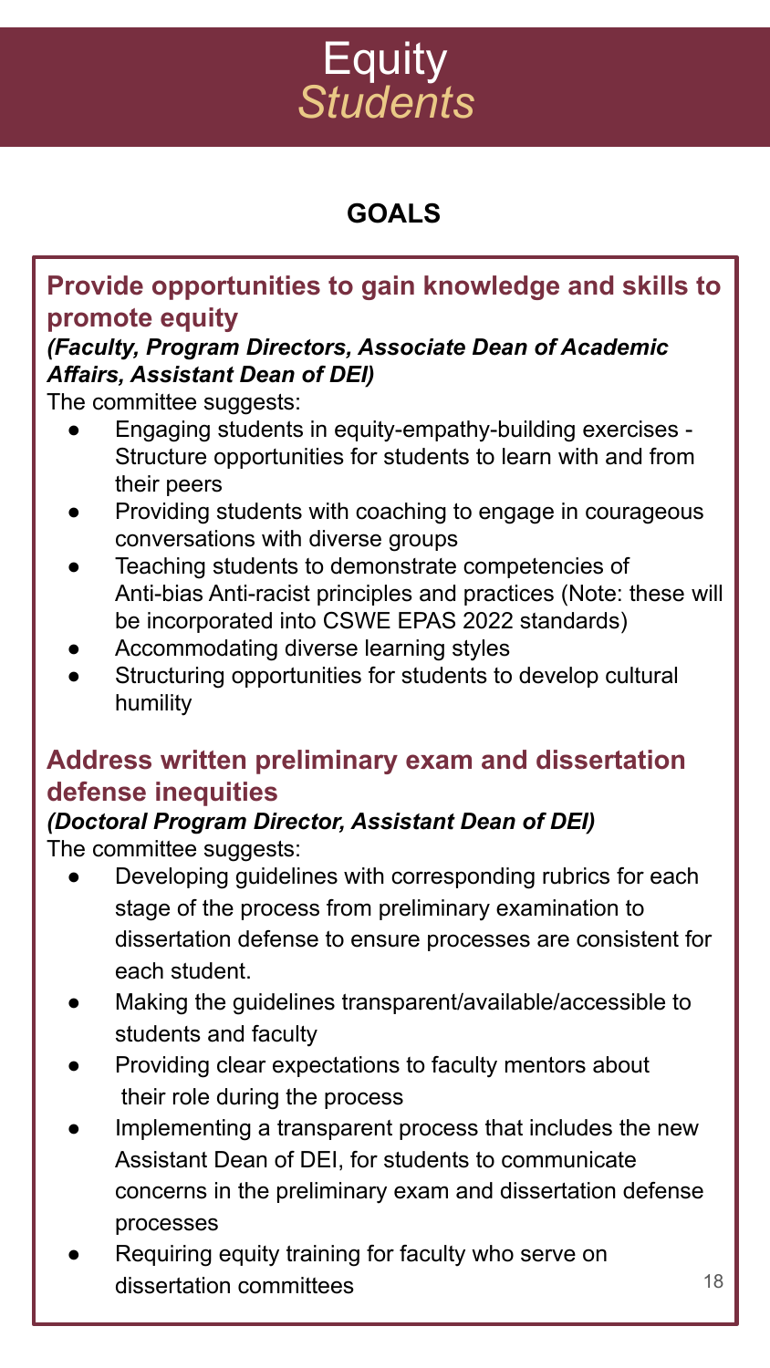# Equity
## *Students*

### GOALS

#### Provide opportunities to gain knowledge and skills to promote equity

***(Faculty, Program Directors, Associate Dean of Academic Affairs, Assistant Dean of DEI)***

The committee suggests:

- Engaging students in equity-empathy-building exercises - Structure opportunities for students to learn with and from their peers
- Providing students with coaching to engage in courageous conversations with diverse groups
- Teaching students to demonstrate competencies of Anti-bias Anti-racist principles and practices (Note: these will be incorporated into CSWE EPAS 2022 standards)
- Accommodating diverse learning styles
- Structuring opportunities for students to develop cultural humility

#### Address written preliminary exam and dissertation defense inequities

***(Doctoral Program Director, Assistant Dean of DEI)***

The committee suggests:

- Developing guidelines with corresponding rubrics for each stage of the process from preliminary examination to dissertation defense to ensure processes are consistent for each student.
- Making the guidelines transparent/available/accessible to students and faculty
- Providing clear expectations to faculty mentors about their role during the process
- Implementing a transparent process that includes the new Assistant Dean of DEI, for students to communicate concerns in the preliminary exam and dissertation defense processes
- Requiring equity training for faculty who serve on dissertation committees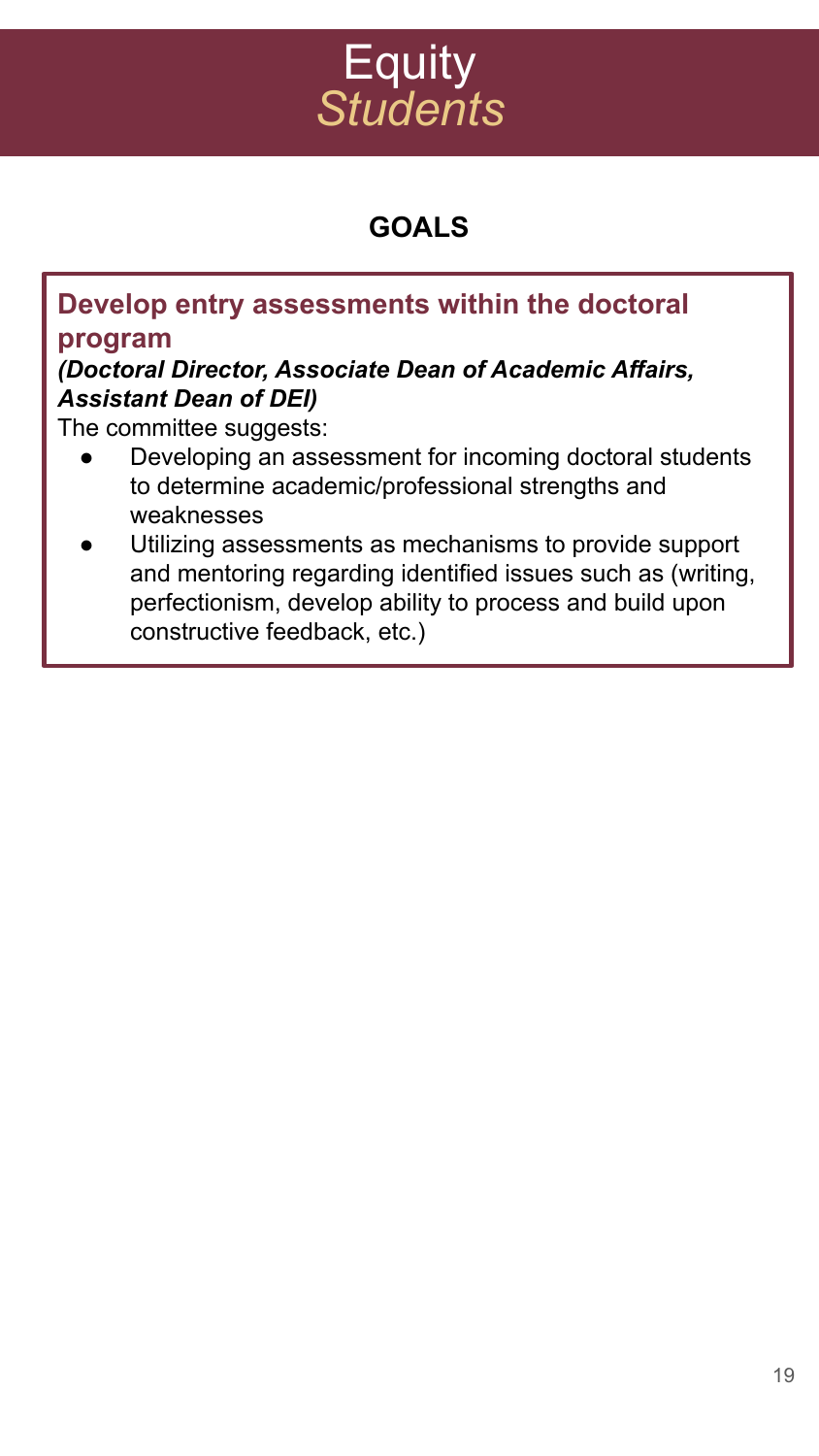# Equity
## *Students*

### GOALS

**Develop entry assessments within the doctoral program**

***(Doctoral Director, Associate Dean of Academic Affairs, Assistant Dean of DEI)***

The committee suggests:

- Developing an assessment for incoming doctoral students to determine academic/professional strengths and weaknesses
- Utilizing assessments as mechanisms to provide support and mentoring regarding identified issues such as (writing, perfectionism, develop ability to process and build upon constructive feedback, etc.)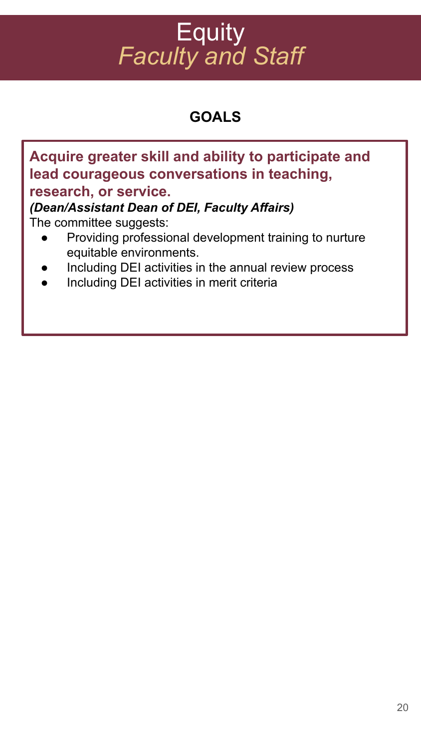# Equity
## *Faculty and Staff*

### GOALS

**Acquire greater skill and ability to participate and lead courageous conversations in teaching, research, or service.**

***(Dean/Assistant Dean of DEI, Faculty Affairs)***

The committee suggests:

- Providing professional development training to nurture equitable environments.
- Including DEI activities in the annual review process
- Including DEI activities in merit criteria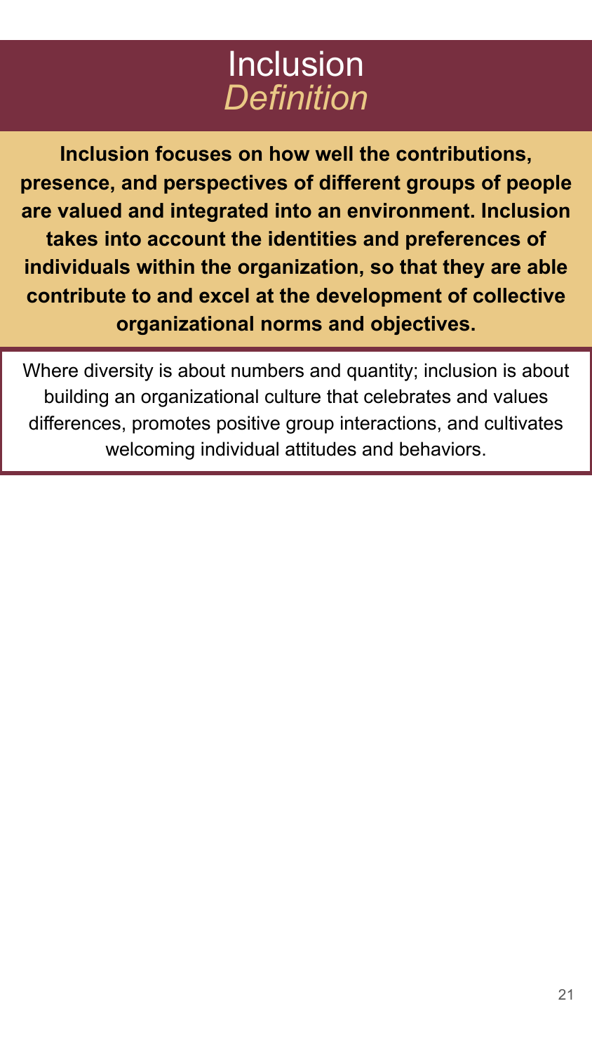# Inclusion
## *Definition*

**Inclusion focuses on how well the contributions, presence, and perspectives of different groups of people are valued and integrated into an environment. Inclusion takes into account the identities and preferences of individuals within the organization, so that they are able contribute to and excel at the development of collective organizational norms and objectives.**

Where diversity is about numbers and quantity; inclusion is about building an organizational culture that celebrates and values differences, promotes positive group interactions, and cultivates welcoming individual attitudes and behaviors.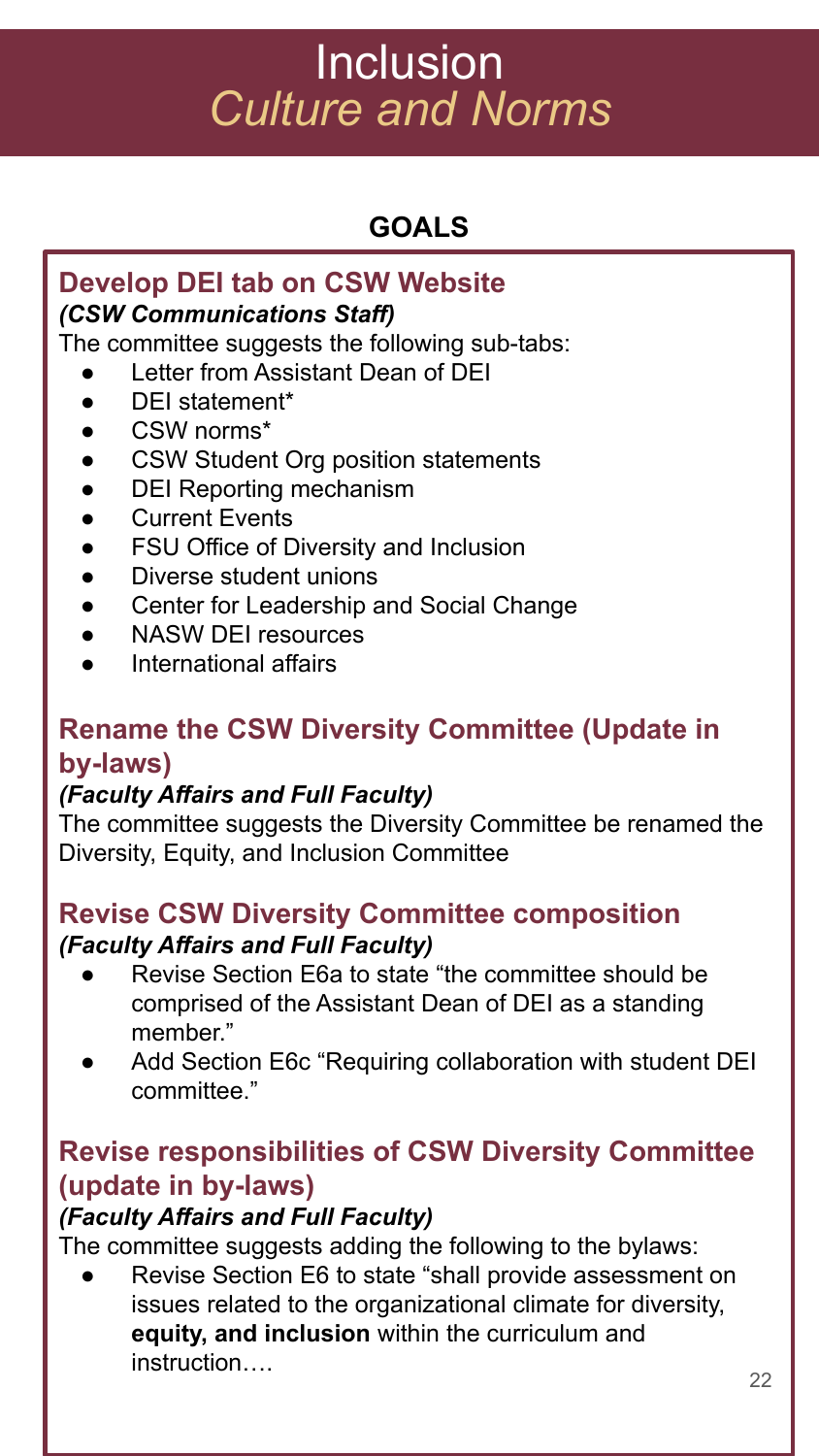# Inclusion
## *Culture and Norms*

### GOALS

#### Develop DEI tab on CSW Website
***(CSW Communications Staff)***

The committee suggests the following sub-tabs:

- Letter from Assistant Dean of DEI
- DEI statement*
- CSW norms*
- CSW Student Org position statements
- DEI Reporting mechanism
- Current Events
- FSU Office of Diversity and Inclusion
- Diverse student unions
- Center for Leadership and Social Change
- NASW DEI resources
- International affairs

#### Rename the CSW Diversity Committee (Update in by-laws)
***(Faculty Affairs and Full Faculty)***

The committee suggests the Diversity Committee be renamed the Diversity, Equity, and Inclusion Committee

#### Revise CSW Diversity Committee composition
***(Faculty Affairs and Full Faculty)***

- Revise Section E6a to state "the committee should be comprised of the Assistant Dean of DEI as a standing member."
- Add Section E6c "Requiring collaboration with student DEI committee."

#### Revise responsibilities of CSW Diversity Committee (update in by-laws)
***(Faculty Affairs and Full Faculty)***

The committee suggests adding the following to the bylaws:

- Revise Section E6 to state "shall provide assessment on issues related to the organizational climate for diversity, **equity, and inclusion** within the curriculum and instruction….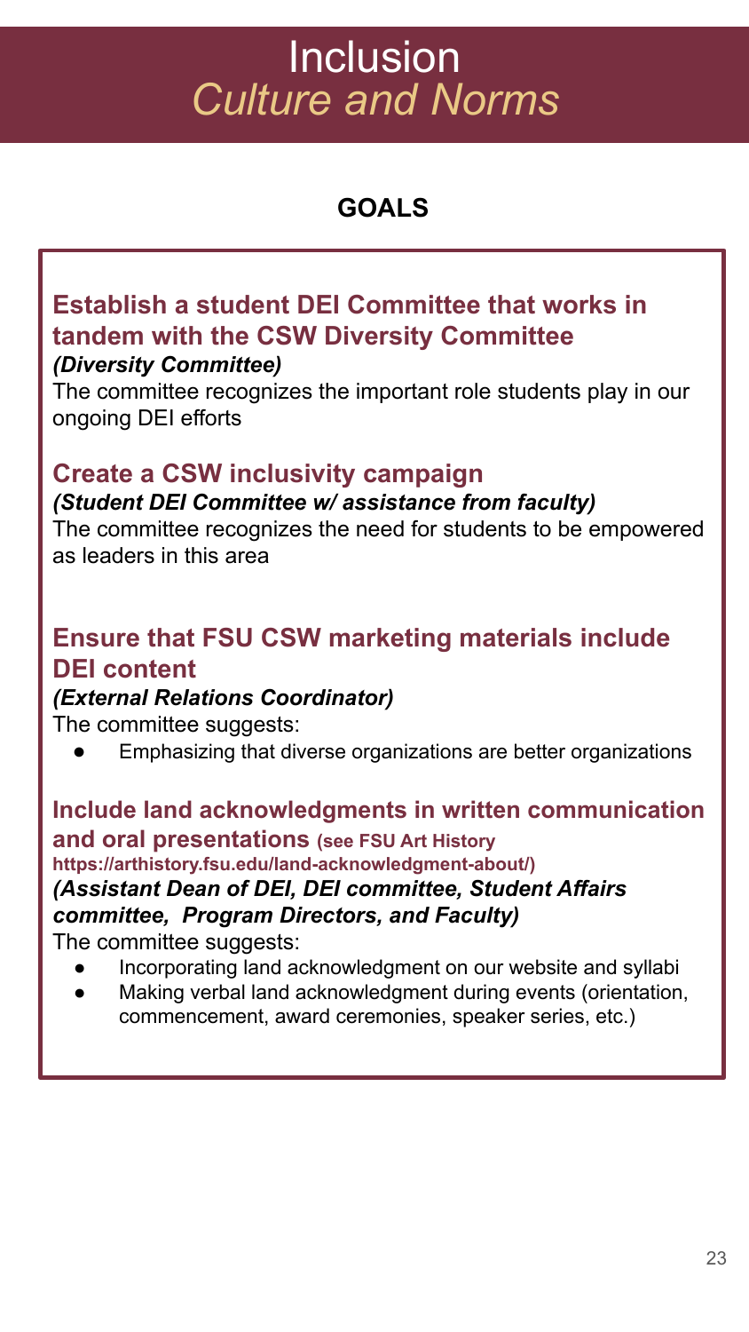# Inclusion
## *Culture and Norms*

### GOALS

**Establish a student DEI Committee that works in tandem with the CSW Diversity Committee**
***(Diversity Committee)***
The committee recognizes the important role students play in our ongoing DEI efforts

**Create a CSW inclusivity campaign**
***(Student DEI Committee w/ assistance from faculty)***
The committee recognizes the need for students to be empowered as leaders in this area

**Ensure that FSU CSW marketing materials include DEI content**
***(External Relations Coordinator)***
The committee suggests:

- Emphasizing that diverse organizations are better organizations

**Include land acknowledgments in written communication and oral presentations (see FSU Art History https://arthistory.fsu.edu/land-acknowledgment-about/)**
***(Assistant Dean of DEI, DEI committee, Student Affairs committee, Program Directors, and Faculty)***
The committee suggests:

- Incorporating land acknowledgment on our website and syllabi
- Making verbal land acknowledgment during events (orientation, commencement, award ceremonies, speaker series, etc.)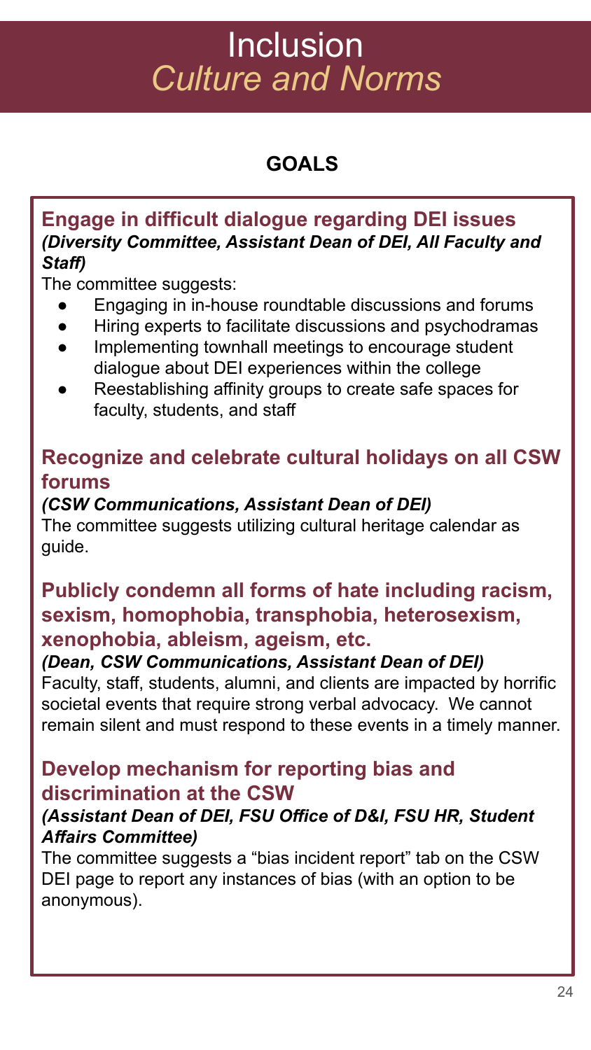# Inclusion
## *Culture and Norms*

### GOALS

**Engage in difficult dialogue regarding DEI issues**
***(Diversity Committee, Assistant Dean of DEI, All Faculty and Staff)***

The committee suggests:

- Engaging in in-house roundtable discussions and forums
- Hiring experts to facilitate discussions and psychodramas
- Implementing townhall meetings to encourage student dialogue about DEI experiences within the college
- Reestablishing affinity groups to create safe spaces for faculty, students, and staff

**Recognize and celebrate cultural holidays on all CSW forums**
***(CSW Communications, Assistant Dean of DEI)***

The committee suggests utilizing cultural heritage calendar as guide.

**Publicly condemn all forms of hate including racism, sexism, homophobia, transphobia, heterosexism, xenophobia, ableism, ageism, etc.**
***(Dean, CSW Communications, Assistant Dean of DEI)***

Faculty, staff, students, alumni, and clients are impacted by horrific societal events that require strong verbal advocacy. We cannot remain silent and must respond to these events in a timely manner.

**Develop mechanism for reporting bias and discrimination at the CSW**
***(Assistant Dean of DEI, FSU Office of D&I, FSU HR, Student Affairs Committee)***

The committee suggests a "bias incident report" tab on the CSW DEI page to report any instances of bias (with an option to be anonymous).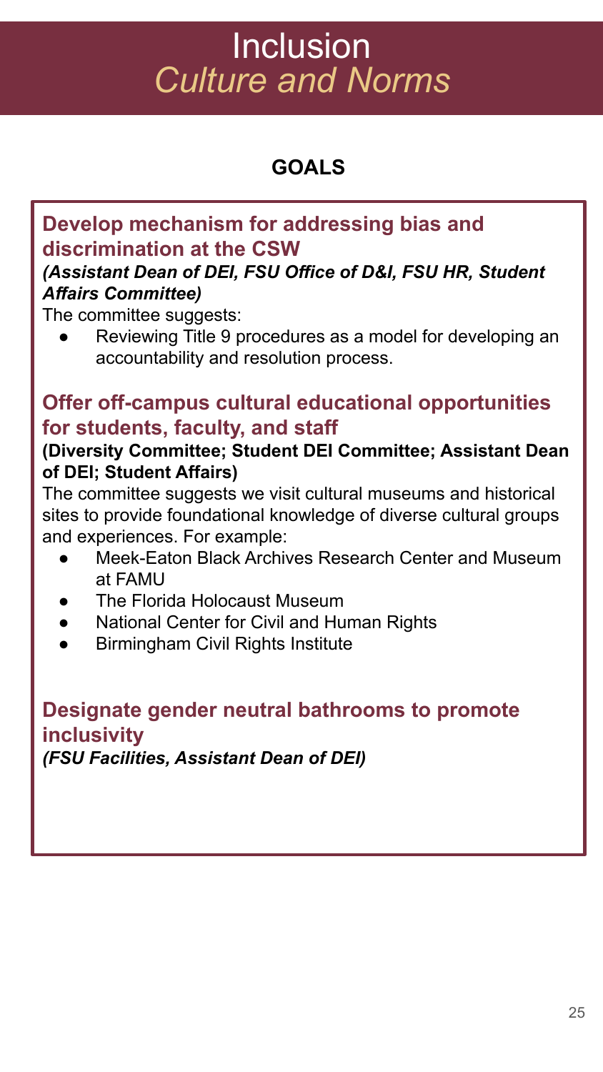# Inclusion
## *Culture and Norms*

### GOALS

#### Develop mechanism for addressing bias and discrimination at the CSW
***(Assistant Dean of DEI, FSU Office of D&I, FSU HR, Student Affairs Committee)***

The committee suggests:

- Reviewing Title 9 procedures as a model for developing an accountability and resolution process.

#### Offer off-campus cultural educational opportunities for students, faculty, and staff
**(Diversity Committee; Student DEI Committee; Assistant Dean of DEI; Student Affairs)**

The committee suggests we visit cultural museums and historical sites to provide foundational knowledge of diverse cultural groups and experiences. For example:

- Meek-Eaton Black Archives Research Center and Museum at FAMU
- The Florida Holocaust Museum
- National Center for Civil and Human Rights
- Birmingham Civil Rights Institute

#### Designate gender neutral bathrooms to promote inclusivity
***(FSU Facilities, Assistant Dean of DEI)***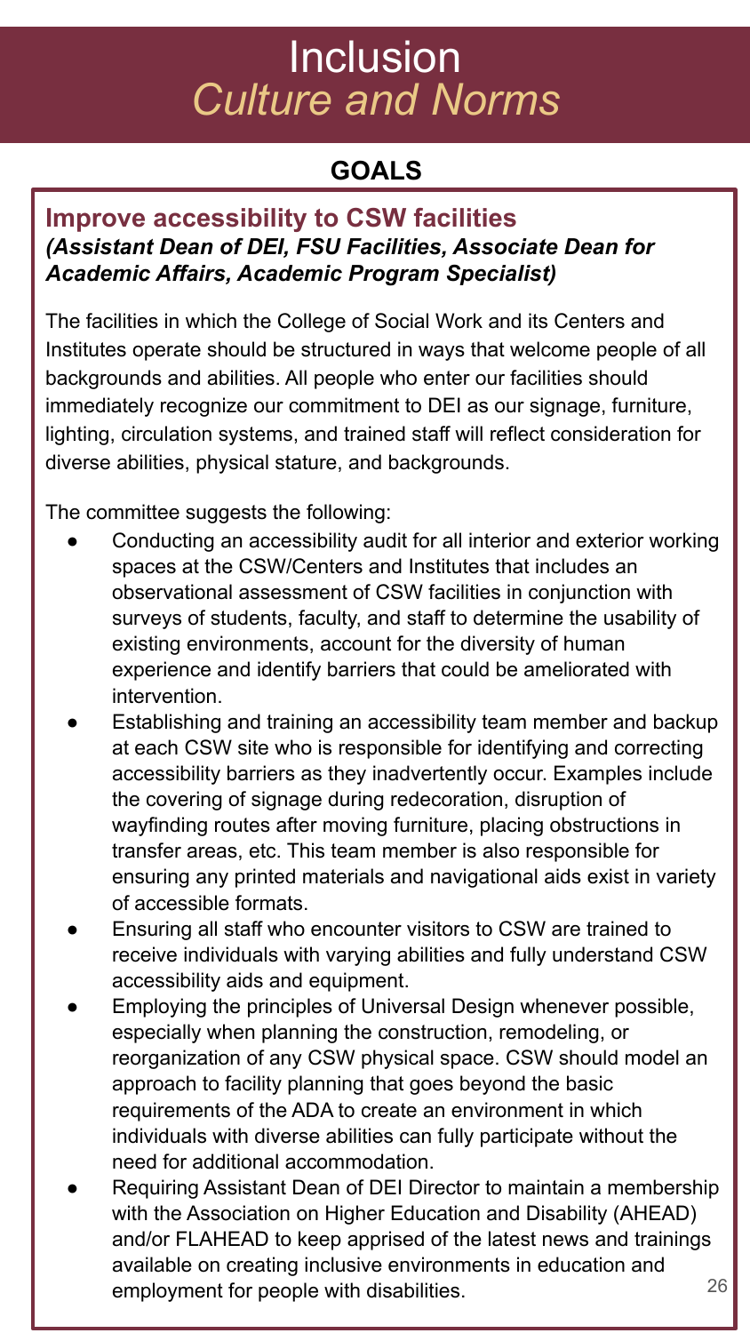# Inclusion
## *Culture and Norms*

### GOALS

### Improve accessibility to CSW facilities
***(Assistant Dean of DEI, FSU Facilities, Associate Dean for Academic Affairs, Academic Program Specialist)***

The facilities in which the College of Social Work and its Centers and Institutes operate should be structured in ways that welcome people of all backgrounds and abilities. All people who enter our facilities should immediately recognize our commitment to DEI as our signage, furniture, lighting, circulation systems, and trained staff will reflect consideration for diverse abilities, physical stature, and backgrounds.

The committee suggests the following:

- Conducting an accessibility audit for all interior and exterior working spaces at the CSW/Centers and Institutes that includes an observational assessment of CSW facilities in conjunction with surveys of students, faculty, and staff to determine the usability of existing environments, account for the diversity of human experience and identify barriers that could be ameliorated with intervention.
- Establishing and training an accessibility team member and backup at each CSW site who is responsible for identifying and correcting accessibility barriers as they inadvertently occur. Examples include the covering of signage during redecoration, disruption of wayfinding routes after moving furniture, placing obstructions in transfer areas, etc. This team member is also responsible for ensuring any printed materials and navigational aids exist in variety of accessible formats.
- Ensuring all staff who encounter visitors to CSW are trained to receive individuals with varying abilities and fully understand CSW accessibility aids and equipment.
- Employing the principles of Universal Design whenever possible, especially when planning the construction, remodeling, or reorganization of any CSW physical space. CSW should model an approach to facility planning that goes beyond the basic requirements of the ADA to create an environment in which individuals with diverse abilities can fully participate without the need for additional accommodation.
- Requiring Assistant Dean of DEI Director to maintain a membership with the Association on Higher Education and Disability (AHEAD) and/or FLAHEAD to keep apprised of the latest news and trainings available on creating inclusive environments in education and employment for people with disabilities.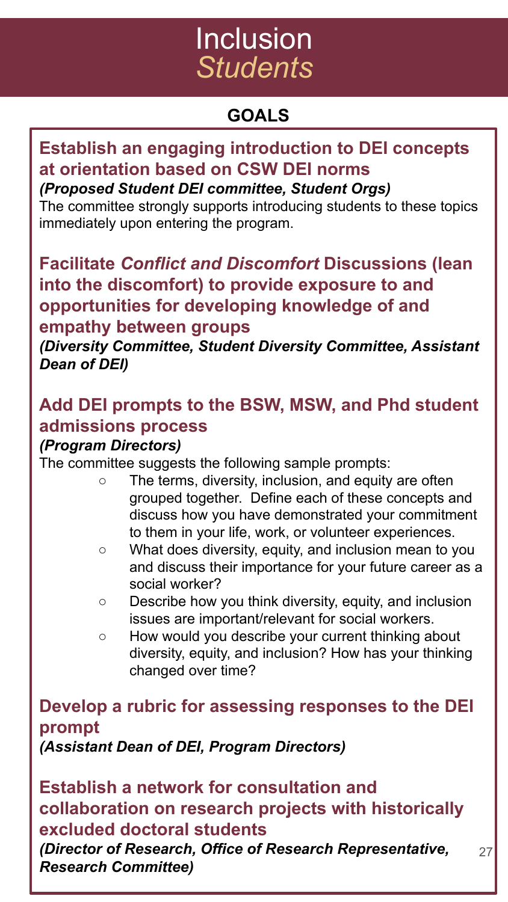# Inclusion
# *Students*

## GOALS

### Establish an engaging introduction to DEI concepts at orientation based on CSW DEI norms

***(Proposed Student DEI committee, Student Orgs)***

The committee strongly supports introducing students to these topics immediately upon entering the program.

### Facilitate *Conflict and Discomfort* Discussions (lean into the discomfort) to provide exposure to and opportunities for developing knowledge of and empathy between groups

***(Diversity Committee, Student Diversity Committee, Assistant Dean of DEI)***

### Add DEI prompts to the BSW, MSW, and Phd student admissions process

***(Program Directors)***

The committee suggests the following sample prompts:

- The terms, diversity, inclusion, and equity are often grouped together. Define each of these concepts and discuss how you have demonstrated your commitment to them in your life, work, or volunteer experiences.
- What does diversity, equity, and inclusion mean to you and discuss their importance for your future career as a social worker?
- Describe how you think diversity, equity, and inclusion issues are important/relevant for social workers.
- How would you describe your current thinking about diversity, equity, and inclusion? How has your thinking changed over time?

### Develop a rubric for assessing responses to the DEI prompt

***(Assistant Dean of DEI, Program Directors)***

### Establish a network for consultation and collaboration on research projects with historically excluded doctoral students

***(Director of Research, Office of Research Representative, Research Committee)***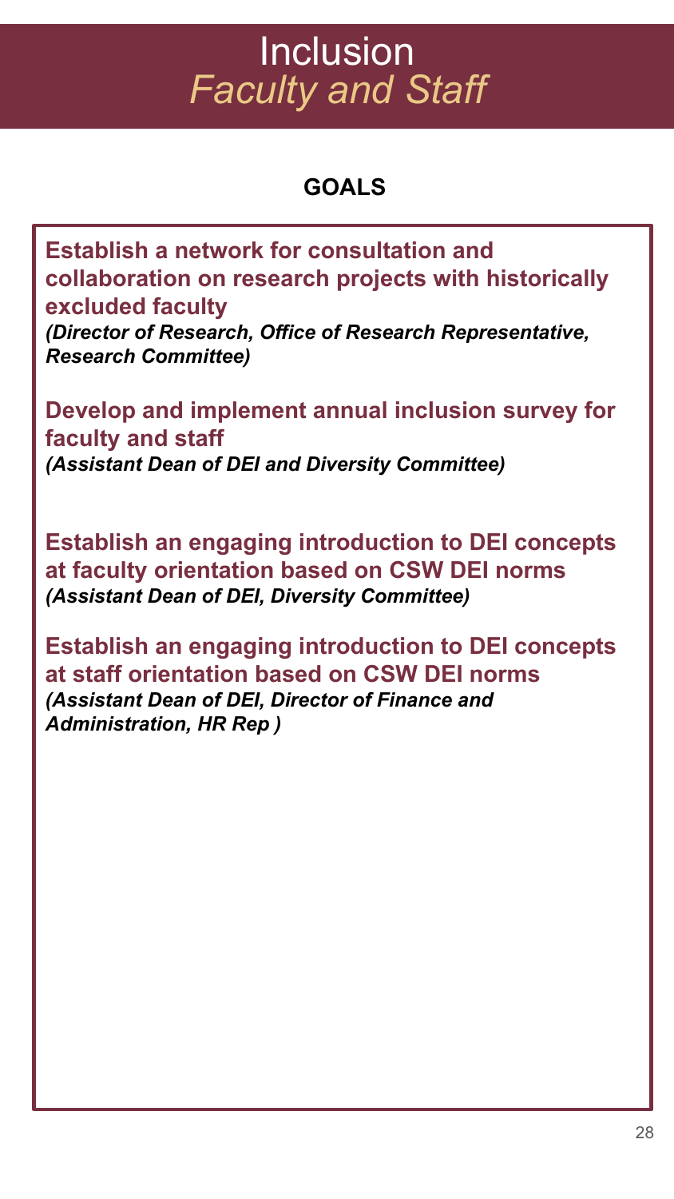# Inclusion
## *Faculty and Staff*

### GOALS

**Establish a network for consultation and collaboration on research projects with historically excluded faculty**
***(Director of Research, Office of Research Representative, Research Committee)***

**Develop and implement annual inclusion survey for faculty and staff**
***(Assistant Dean of DEI and Diversity Committee)***

**Establish an engaging introduction to DEI concepts at faculty orientation based on CSW DEI norms**
***(Assistant Dean of DEI, Diversity Committee)***

**Establish an engaging introduction to DEI concepts at staff orientation based on CSW DEI norms**
***(Assistant Dean of DEI, Director of Finance and Administration, HR Rep )***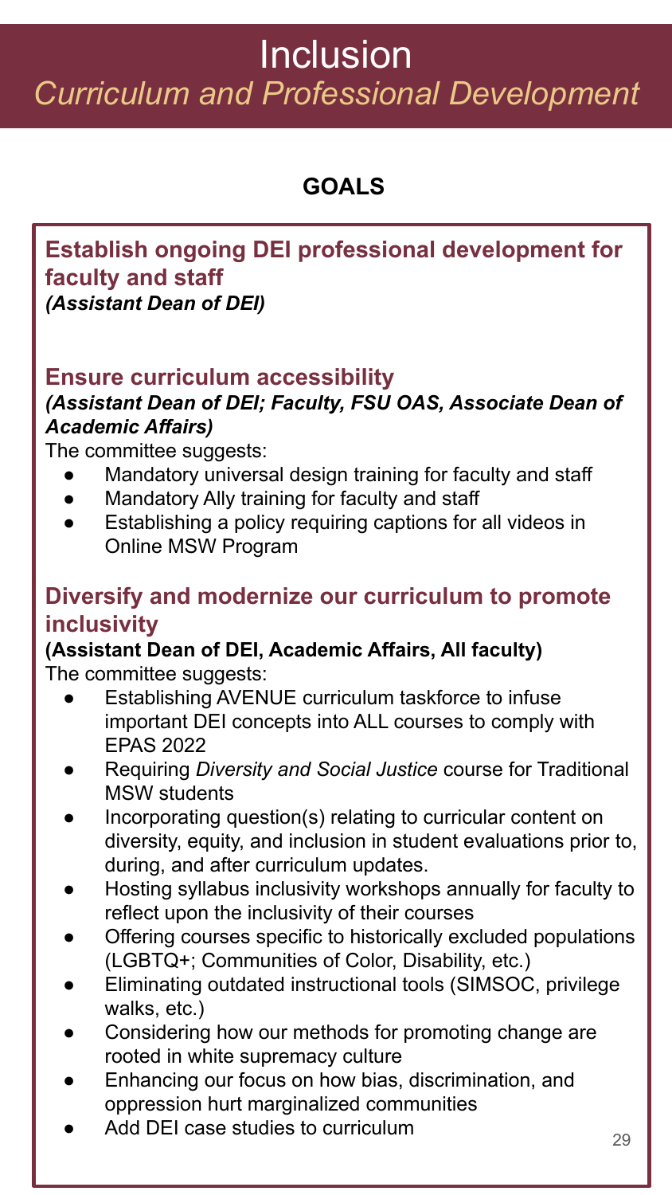# Inclusion

## *Curriculum and Professional Development*

### GOALS

**Establish ongoing DEI professional development for faculty and staff**
***(Assistant Dean of DEI)***

**Ensure curriculum accessibility**
***(Assistant Dean of DEI; Faculty, FSU OAS, Associate Dean of Academic Affairs)***
The committee suggests:

- Mandatory universal design training for faculty and staff
- Mandatory Ally training for faculty and staff
- Establishing a policy requiring captions for all videos in Online MSW Program

**Diversify and modernize our curriculum to promote inclusivity**
**(Assistant Dean of DEI, Academic Affairs, All faculty)**
The committee suggests:

- Establishing AVENUE curriculum taskforce to infuse important DEI concepts into ALL courses to comply with EPAS 2022
- Requiring *Diversity and Social Justice* course for Traditional MSW students
- Incorporating question(s) relating to curricular content on diversity, equity, and inclusion in student evaluations prior to, during, and after curriculum updates.
- Hosting syllabus inclusivity workshops annually for faculty to reflect upon the inclusivity of their courses
- Offering courses specific to historically excluded populations (LGBTQ+; Communities of Color, Disability, etc.)
- Eliminating outdated instructional tools (SIMSOC, privilege walks, etc.)
- Considering how our methods for promoting change are rooted in white supremacy culture
- Enhancing our focus on how bias, discrimination, and oppression hurt marginalized communities
- Add DEI case studies to curriculum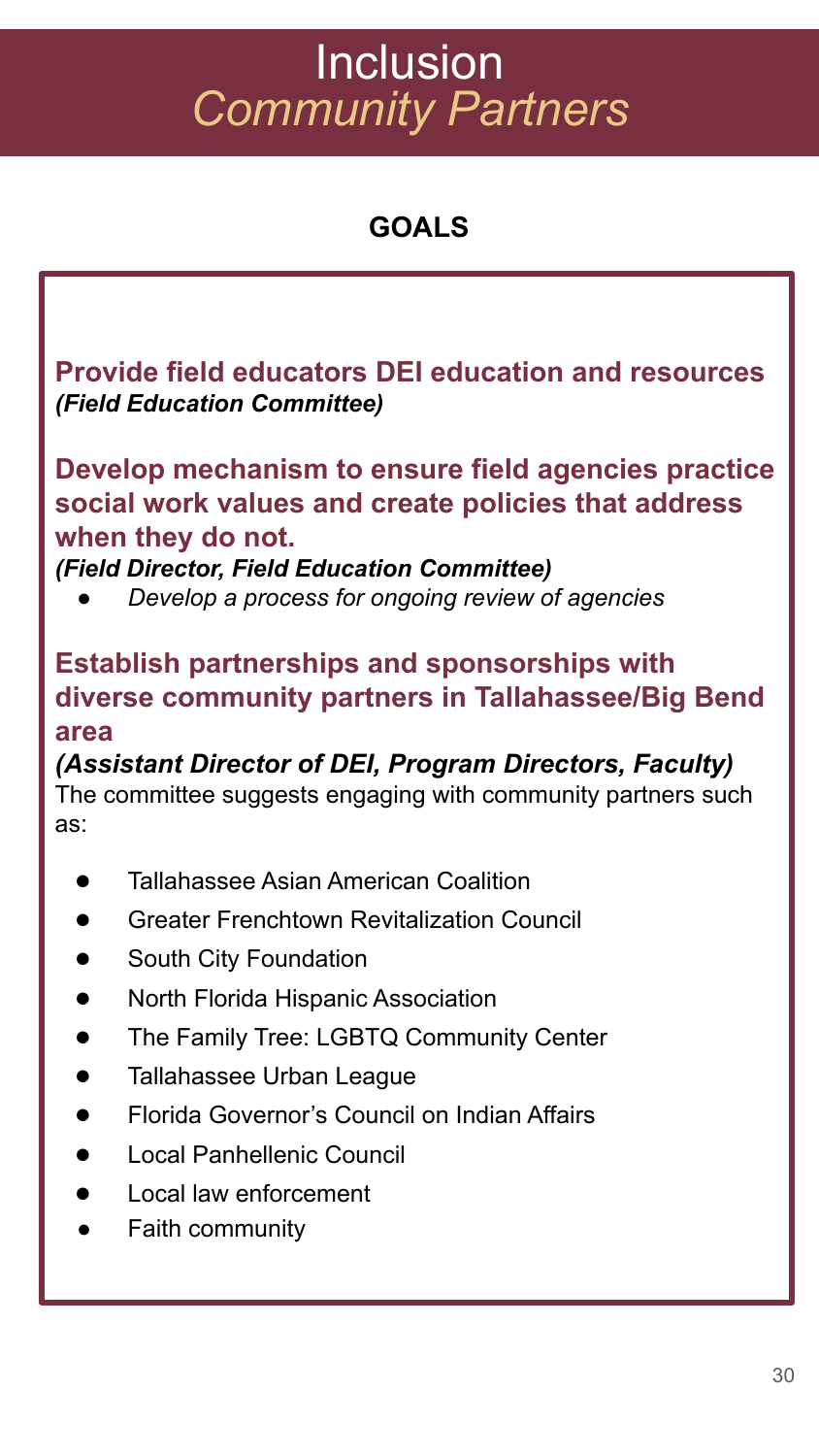# Inclusion
## *Community Partners*

### GOALS

**Provide field educators DEI education and resources**
***(Field Education Committee)***

**Develop mechanism to ensure field agencies practice social work values and create policies that address when they do not.**
***(Field Director, Field Education Committee)***

- *Develop a process for ongoing review of agencies*

**Establish partnerships and sponsorships with diverse community partners in Tallahassee/Big Bend area**
***(Assistant Director of DEI, Program Directors, Faculty)***
The committee suggests engaging with community partners such as:

- Tallahassee Asian American Coalition
- Greater Frenchtown Revitalization Council
- South City Foundation
- North Florida Hispanic Association
- The Family Tree: LGBTQ Community Center
- Tallahassee Urban League
- Florida Governor's Council on Indian Affairs
- Local Panhellenic Council
- Local law enforcement
- Faith community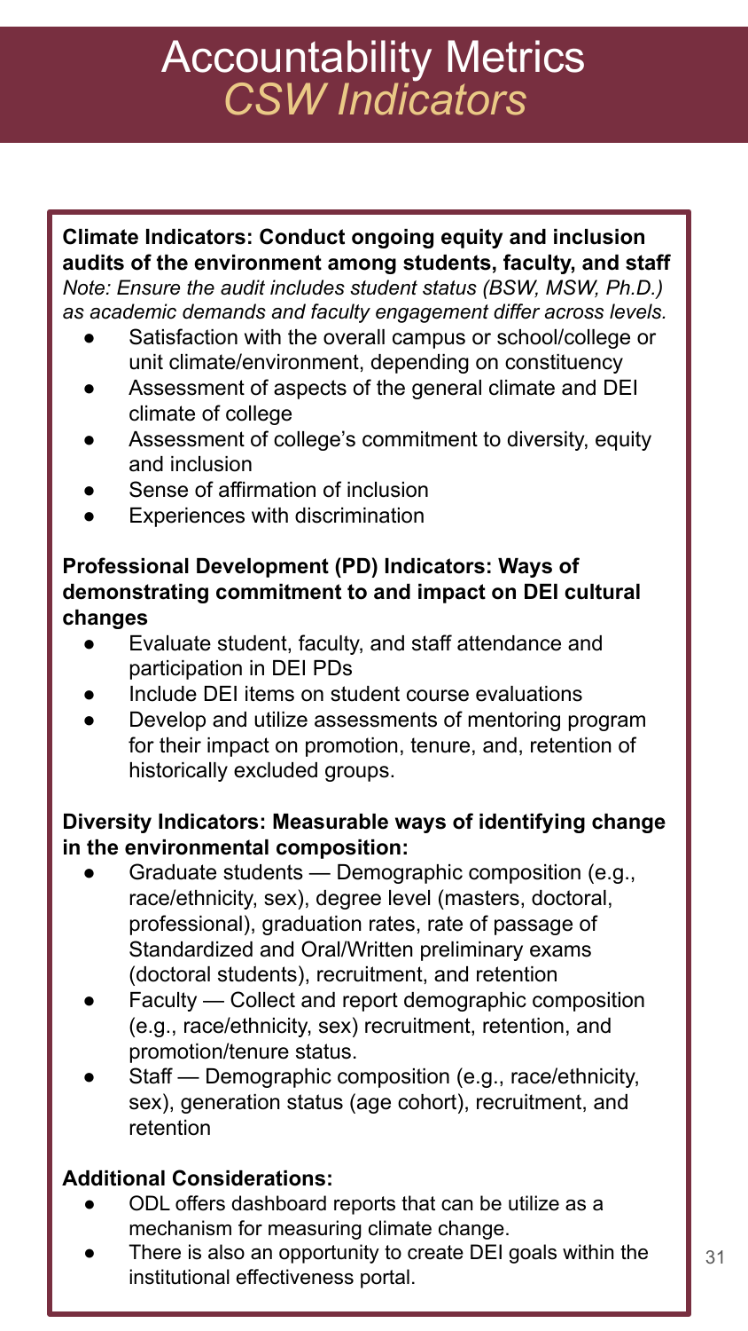# Accountability Metrics
## *CSW Indicators*

**Climate Indicators: Conduct ongoing equity and inclusion audits of the environment among students, faculty, and staff**
*Note: Ensure the audit includes student status (BSW, MSW, Ph.D.) as academic demands and faculty engagement differ across levels.*

- Satisfaction with the overall campus or school/college or unit climate/environment, depending on constituency
- Assessment of aspects of the general climate and DEI climate of college
- Assessment of college's commitment to diversity, equity and inclusion
- Sense of affirmation of inclusion
- Experiences with discrimination

**Professional Development (PD) Indicators: Ways of demonstrating commitment to and impact on DEI cultural changes**

- Evaluate student, faculty, and staff attendance and participation in DEI PDs
- Include DEI items on student course evaluations
- Develop and utilize assessments of mentoring program for their impact on promotion, tenure, and, retention of historically excluded groups.

**Diversity Indicators: Measurable ways of identifying change in the environmental composition:**

- Graduate students — Demographic composition (e.g., race/ethnicity, sex), degree level (masters, doctoral, professional), graduation rates, rate of passage of Standardized and Oral/Written preliminary exams (doctoral students), recruitment, and retention
- Faculty — Collect and report demographic composition (e.g., race/ethnicity, sex) recruitment, retention, and promotion/tenure status.
- Staff — Demographic composition (e.g., race/ethnicity, sex), generation status (age cohort), recruitment, and retention

**Additional Considerations:**

- ODL offers dashboard reports that can be utilize as a mechanism for measuring climate change.
- There is also an opportunity to create DEI goals within the institutional effectiveness portal.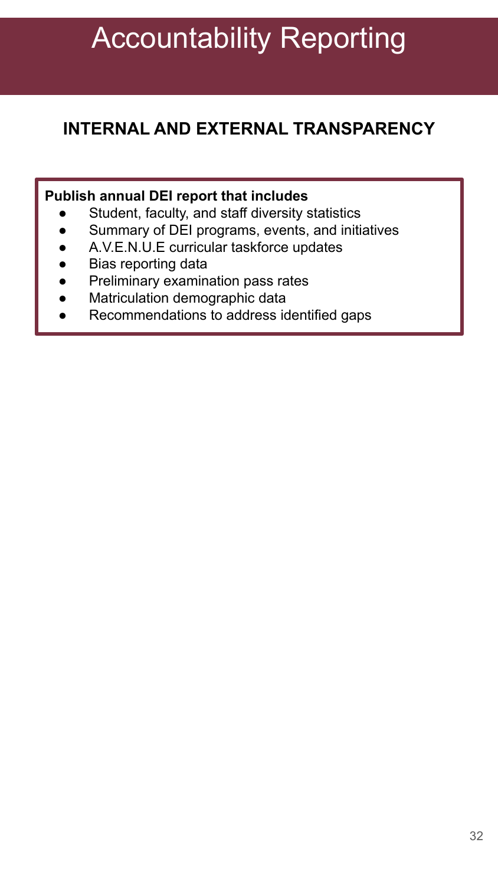# Accountability Reporting

## INTERNAL AND EXTERNAL TRANSPARENCY

**Publish annual DEI report that includes**

- Student, faculty, and staff diversity statistics
- Summary of DEI programs, events, and initiatives
- A.V.E.N.U.E curricular taskforce updates
- Bias reporting data
- Preliminary examination pass rates
- Matriculation demographic data
- Recommendations to address identified gaps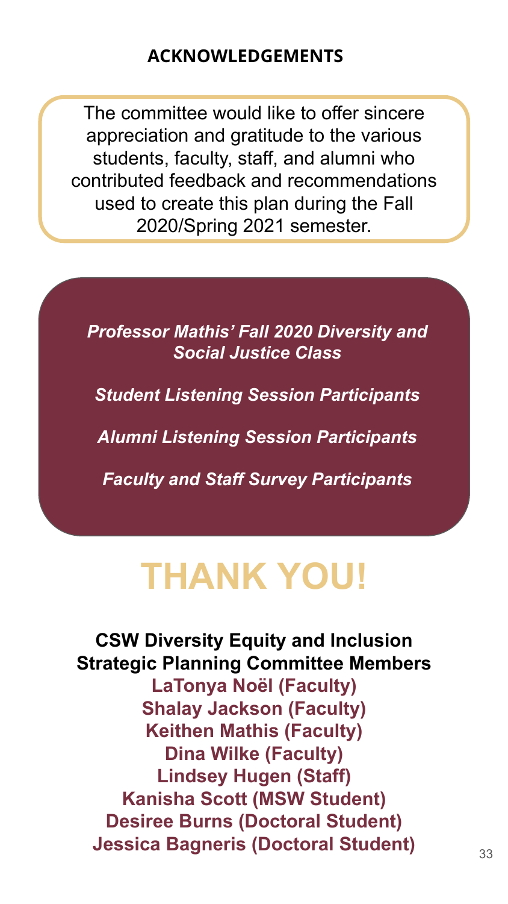## ACKNOWLEDGEMENTS

The committee would like to offer sincere appreciation and gratitude to the various students, faculty, staff, and alumni who contributed feedback and recommendations used to create this plan during the Fall 2020/Spring 2021 semester.

***Professor Mathis' Fall 2020 Diversity and Social Justice Class***

***Student Listening Session Participants***

***Alumni Listening Session Participants***

***Faculty and Staff Survey Participants***

# THANK YOU!

**CSW Diversity Equity and Inclusion Strategic Planning Committee Members**

**LaTonya Noël (Faculty)**
**Shalay Jackson (Faculty)**
**Keithen Mathis (Faculty)**
**Dina Wilke (Faculty)**
**Lindsey Hugen (Staff)**
**Kanisha Scott (MSW Student)**
**Desiree Burns (Doctoral Student)**
**Jessica Bagneris (Doctoral Student)**